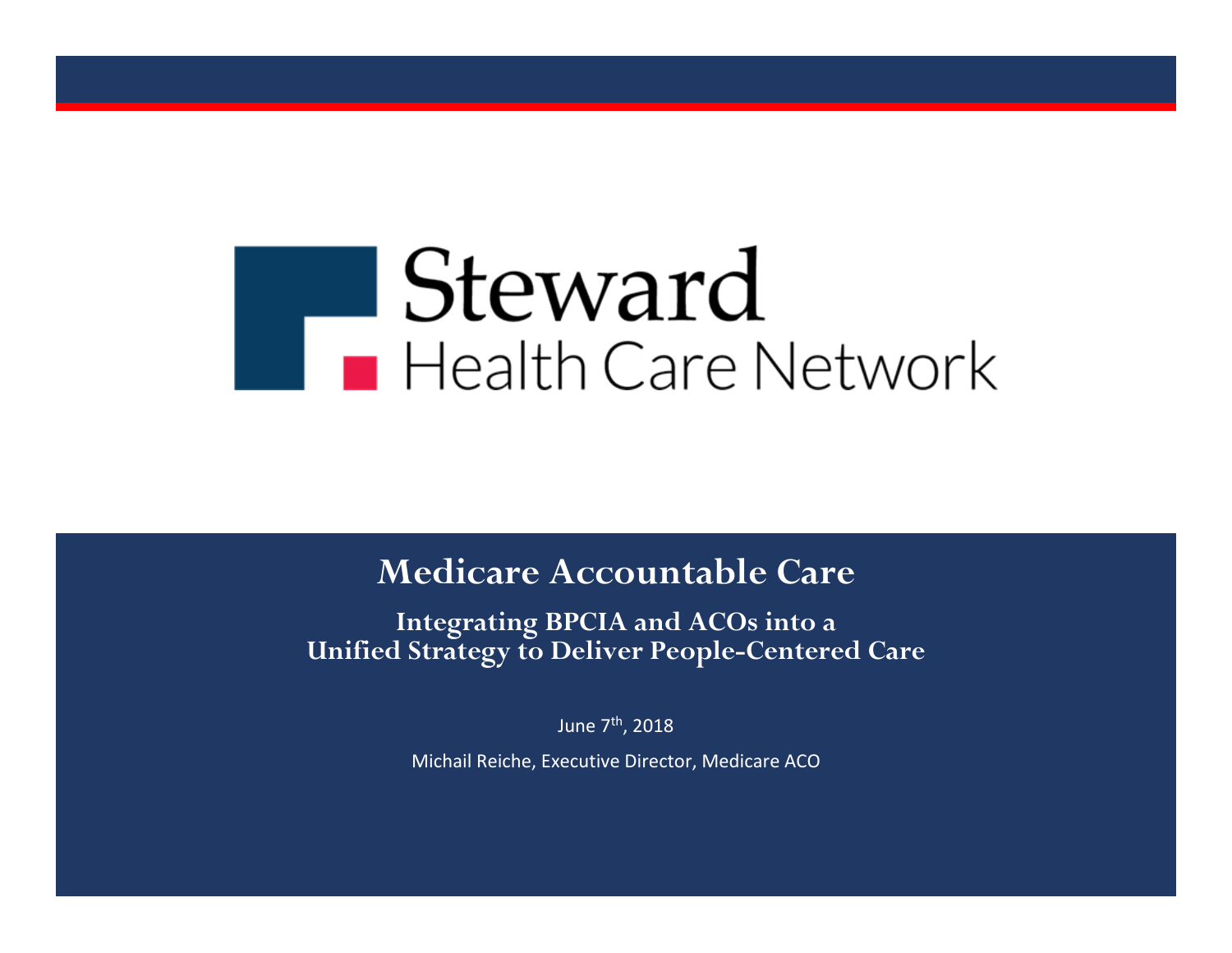# Steward Health Care Network

## Medicare Accountable Care

### Integrating BPCIA and ACOs into a Unified Strategy to Deliver People-Centered Care

June 7th, 2018

Michail Reiche, Executive Director, Medicare ACO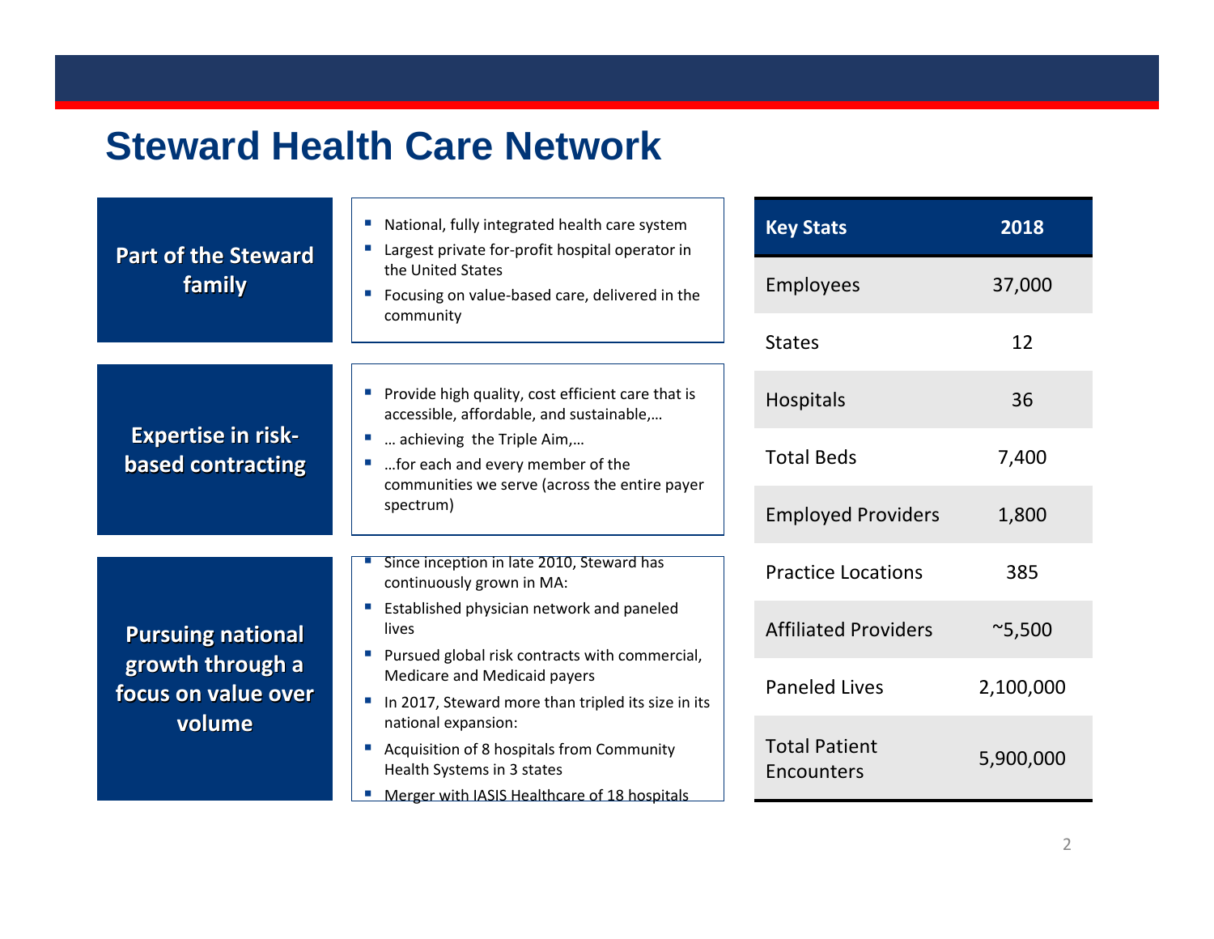# Steward Health Care Network

### Part of the Steward family

- National, fully integrated health care system
- Largest private for-profit hospital operator in the United States
- Focusing on value-based care, delivered in the community

### Expertise in risk-based contracting

- Provide high quality, cost efficient care that is accessible, affordable, and sustainable,…
- … achieving the Triple Aim,…
- …for each and every member of the communities we serve (across the entire payer spectrum)

### Pursuing national growth through a focus on value over volume

- Since inception in late 2010, Steward has continuously grown in MA:
- Established physician network and paneled lives
- Pursued global risk contracts with commercial, Medicare and Medicaid payers
- In 2017, Steward more than tripled its size in its national expansion:
- Acquisition of 8 hospitals from Community Health Systems in 3 states
- Merger with IASIS Healthcare of 18 hospitals

| Key Stats | 2018 |
|---|---|
| Employees | 37,000 |
| States | 12 |
| Hospitals | 36 |
| Total Beds | 7,400 |
| Employed Providers | 1,800 |
| Practice Locations | 385 |
| Affiliated Providers | ~5,500 |
| Paneled Lives | 2,100,000 |
| Total Patient Encounters | 5,900,000 |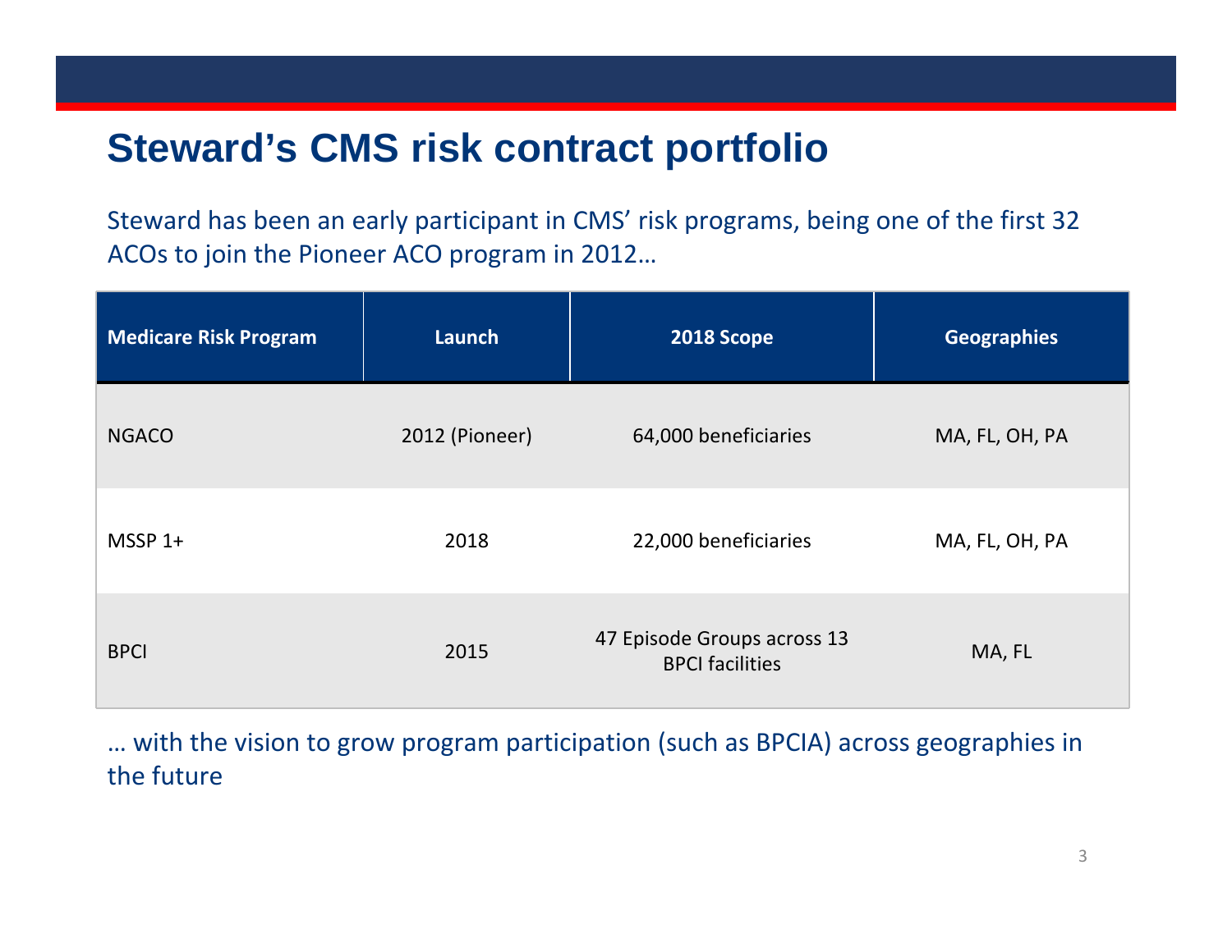# Steward's CMS risk contract portfolio

Steward has been an early participant in CMS' risk programs, being one of the first 32 ACOs to join the Pioneer ACO program in 2012…

| Medicare Risk Program | Launch | 2018 Scope | Geographies |
|---|---|---|---|
| NGACO | 2012 (Pioneer) | 64,000 beneficiaries | MA, FL, OH, PA |
| MSSP 1+ | 2018 | 22,000 beneficiaries | MA, FL, OH, PA |
| BPCI | 2015 | 47 Episode Groups across 13 BPCI facilities | MA, FL |

… with the vision to grow program participation (such as BPCIA) across geographies in the future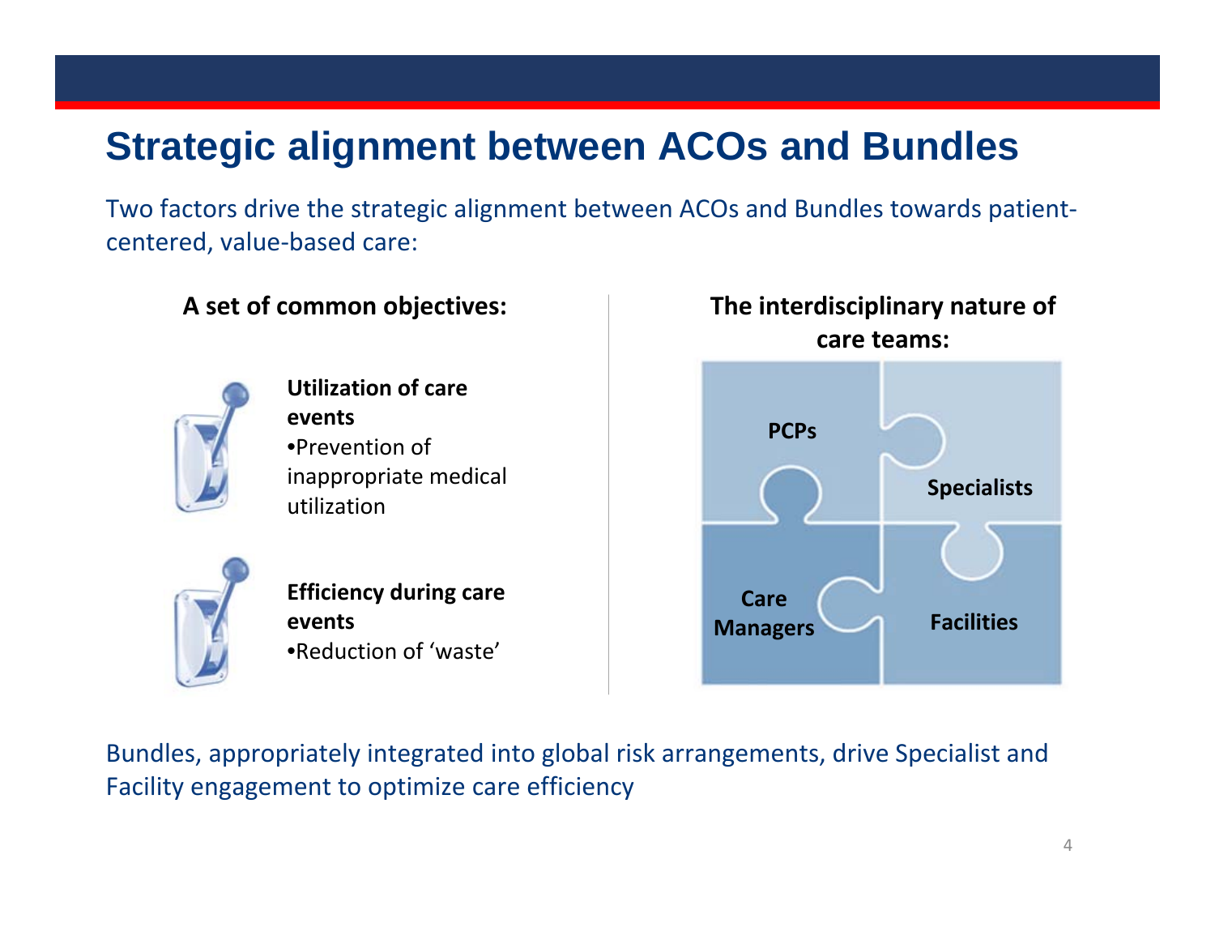# Strategic alignment between ACOs and Bundles

Two factors drive the strategic alignment between ACOs and Bundles towards patient-centered, value-based care:

**A set of common objectives:**

**Utilization of care events**
- Prevention of inappropriate medical utilization

**Efficiency during care events**
- Reduction of 'waste'

**The interdisciplinary nature of care teams:**

PCPs

Specialists

Care Managers

Facilities

Bundles, appropriately integrated into global risk arrangements, drive Specialist and Facility engagement to optimize care efficiency